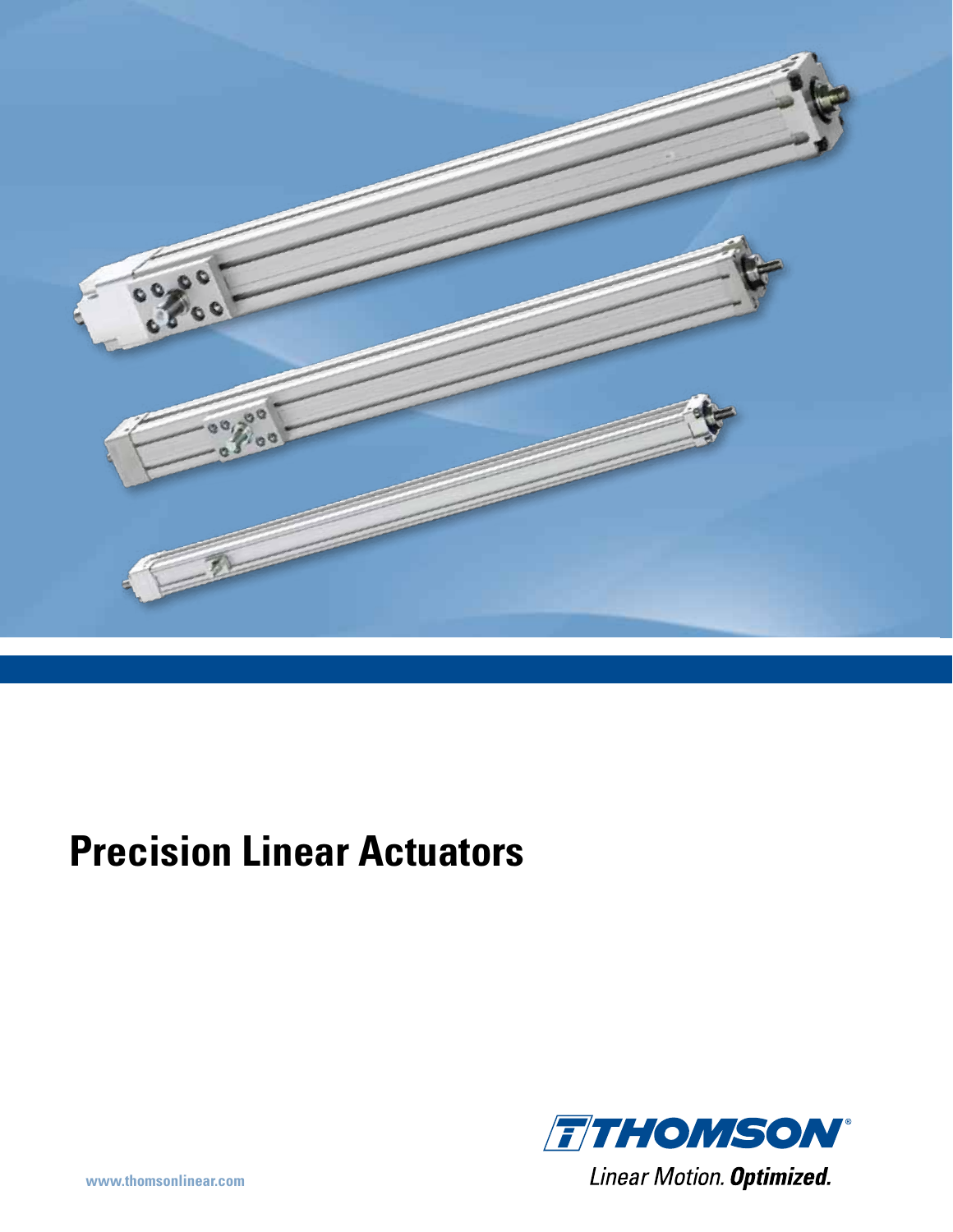# Precision Linear Actuators

THOMSON®

Linear Motion. ***Optimized.***

www.thomsonlinear.com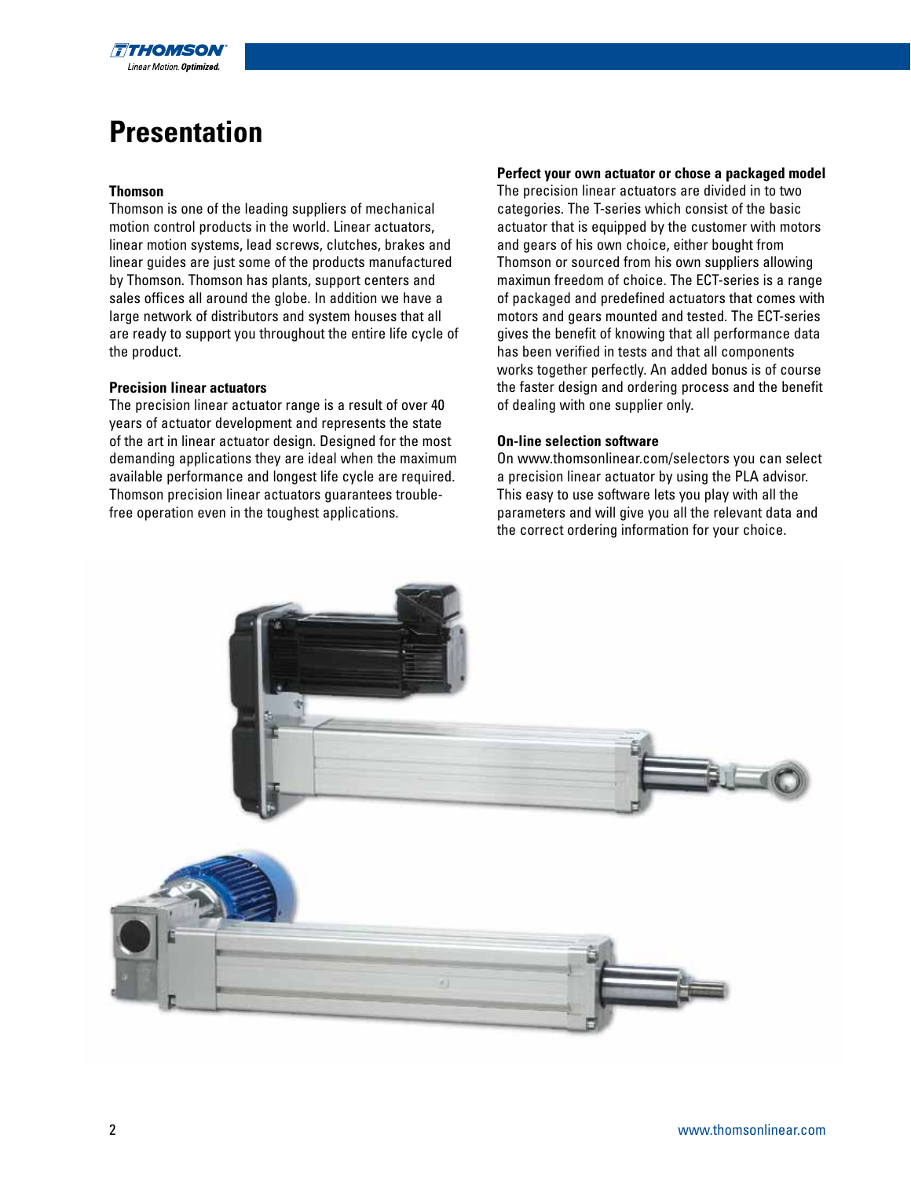# Presentation

### Thomson

Thomson is one of the leading suppliers of mechanical motion control products in the world. Linear actuators, linear motion systems, lead screws, clutches, brakes and linear guides are just some of the products manufactured by Thomson. Thomson has plants, support centers and sales offices all around the globe. In addition we have a large network of distributors and system houses that all are ready to support you throughout the entire life cycle of the product.

### Precision linear actuators

The precision linear actuator range is a result of over 40 years of actuator development and represents the state of the art in linear actuator design. Designed for the most demanding applications they are ideal when the maximum available performance and longest life cycle are required. Thomson precision linear actuators guarantees trouble-free operation even in the toughest applications.

### Perfect your own actuator or chose a packaged model

The precision linear actuators are divided in to two categories. The T-series which consist of the basic actuator that is equipped by the customer with motors and gears of his own choice, either bought from Thomson or sourced from his own suppliers allowing maximun freedom of choice. The ECT-series is a range of packaged and predefined actuators that comes with motors and gears mounted and tested. The ECT-series gives the benefit of knowing that all performance data has been verified in tests and that all components works together perfectly. An added bonus is of course the faster design and ordering process and the benefit of dealing with one supplier only.

### On-line selection software

On www.thomsonlinear.com/selectors you can select a precision linear actuator by using the PLA advisor. This easy to use software lets you play with all the parameters and will give you all the relevant data and the correct ordering information for your choice.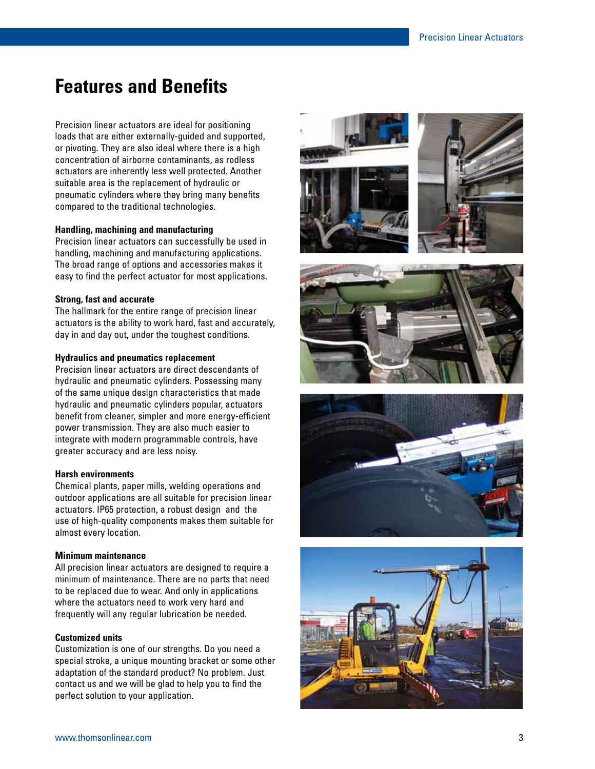# Features and Benefits

Precision linear actuators are ideal for positioning loads that are either externally-guided and supported, or pivoting. They are also ideal where there is a high concentration of airborne contaminants, as rodless actuators are inherently less well protected. Another suitable area is the replacement of hydraulic or pneumatic cylinders where they bring many benefits compared to the traditional technologies.

**Handling, machining and manufacturing**
Precision linear actuators can successfully be used in handling, machining and manufacturing applications. The broad range of options and accessories makes it easy to find the perfect actuator for most applications.

**Strong, fast and accurate**
The hallmark for the entire range of precision linear actuators is the ability to work hard, fast and accurately, day in and day out, under the toughest conditions.

**Hydraulics and pneumatics replacement**
Precision linear actuators are direct descendants of hydraulic and pneumatic cylinders. Possessing many of the same unique design characteristics that made hydraulic and pneumatic cylinders popular, actuators benefit from cleaner, simpler and more energy-efficient power transmission. They are also much easier to integrate with modern programmable controls, have greater accuracy and are less noisy.

**Harsh environments**
Chemical plants, paper mills, welding operations and outdoor applications are all suitable for precision linear actuators. IP65 protection, a robust design and the use of high-quality components makes them suitable for almost every location.

**Minimum maintenance**
All precision linear actuators are designed to require a minimum of maintenance. There are no parts that need to be replaced due to wear. And only in applications where the actuators need to work very hard and frequently will any regular lubrication be needed.

**Customized units**
Customization is one of our strengths. Do you need a special stroke, a unique mounting bracket or some other adaptation of the standard product? No problem. Just contact us and we will be glad to help you to find the perfect solution to your application.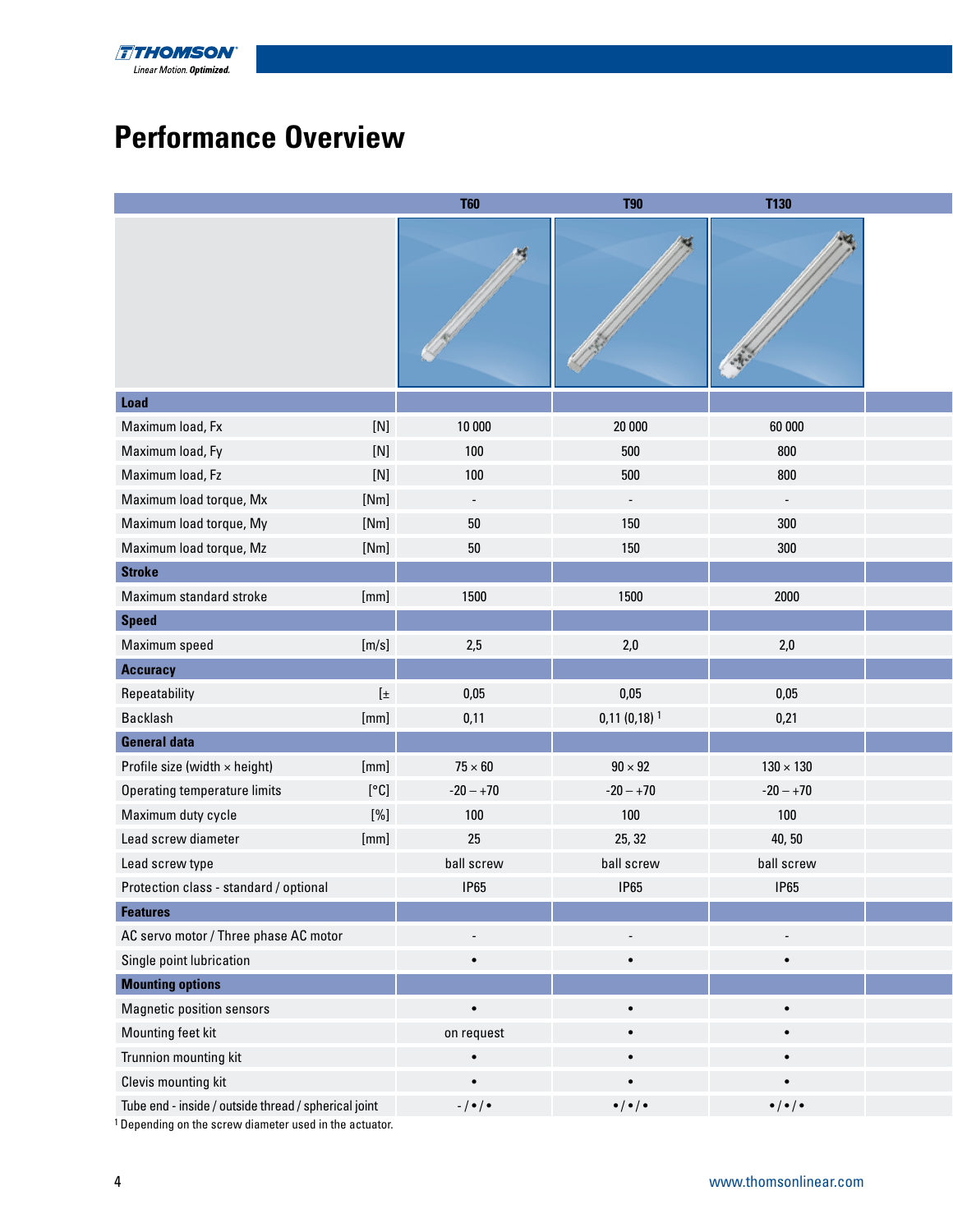# Performance Overview

| | | T60 | T90 | T130 |
|---|---|---|---|---|
| **Load** | | | | |
| Maximum load, Fx | [N] | 10 000 | 20 000 | 60 000 |
| Maximum load, Fy | [N] | 100 | 500 | 800 |
| Maximum load, Fz | [N] | 100 | 500 | 800 |
| Maximum load torque, Mx | [Nm] | - | - | - |
| Maximum load torque, My | [Nm] | 50 | 150 | 300 |
| Maximum load torque, Mz | [Nm] | 50 | 150 | 300 |
| **Stroke** | | | | |
| Maximum standard stroke | [mm] | 1500 | 1500 | 2000 |
| **Speed** | | | | |
| Maximum speed | [m/s] | 2,5 | 2,0 | 2,0 |
| **Accuracy** | | | | |
| Repeatability | [± | 0,05 | 0,05 | 0,05 |
| Backlash | [mm] | 0,11 | 0,11 (0,18) [1] | 0,21 |
| **General data** | | | | |
| Profile size (width × height) | [mm] | 75 × 60 | 90 × 92 | 130 × 130 |
| Operating temperature limits | [°C] | -20 – +70 | -20 – +70 | -20 – +70 |
| Maximum duty cycle | [%] | 100 | 100 | 100 |
| Lead screw diameter | [mm] | 25 | 25, 32 | 40, 50 |
| Lead screw type | | ball screw | ball screw | ball screw |
| Protection class - standard / optional | | IP65 | IP65 | IP65 |
| **Features** | | | | |
| AC servo motor / Three phase AC motor | | - | - | - |
| Single point lubrication | | • | • | • |
| **Mounting options** | | | | |
| Magnetic position sensors | | • | • | • |
| Mounting feet kit | | on request | • | • |
| Trunnion mounting kit | | • | • | • |
| Clevis mounting kit | | • | • | • |
| Tube end - inside / outside thread / spherical joint | | - / • / • | • / • / • | • / • / • |

[1] Depending on the screw diameter used in the actuator.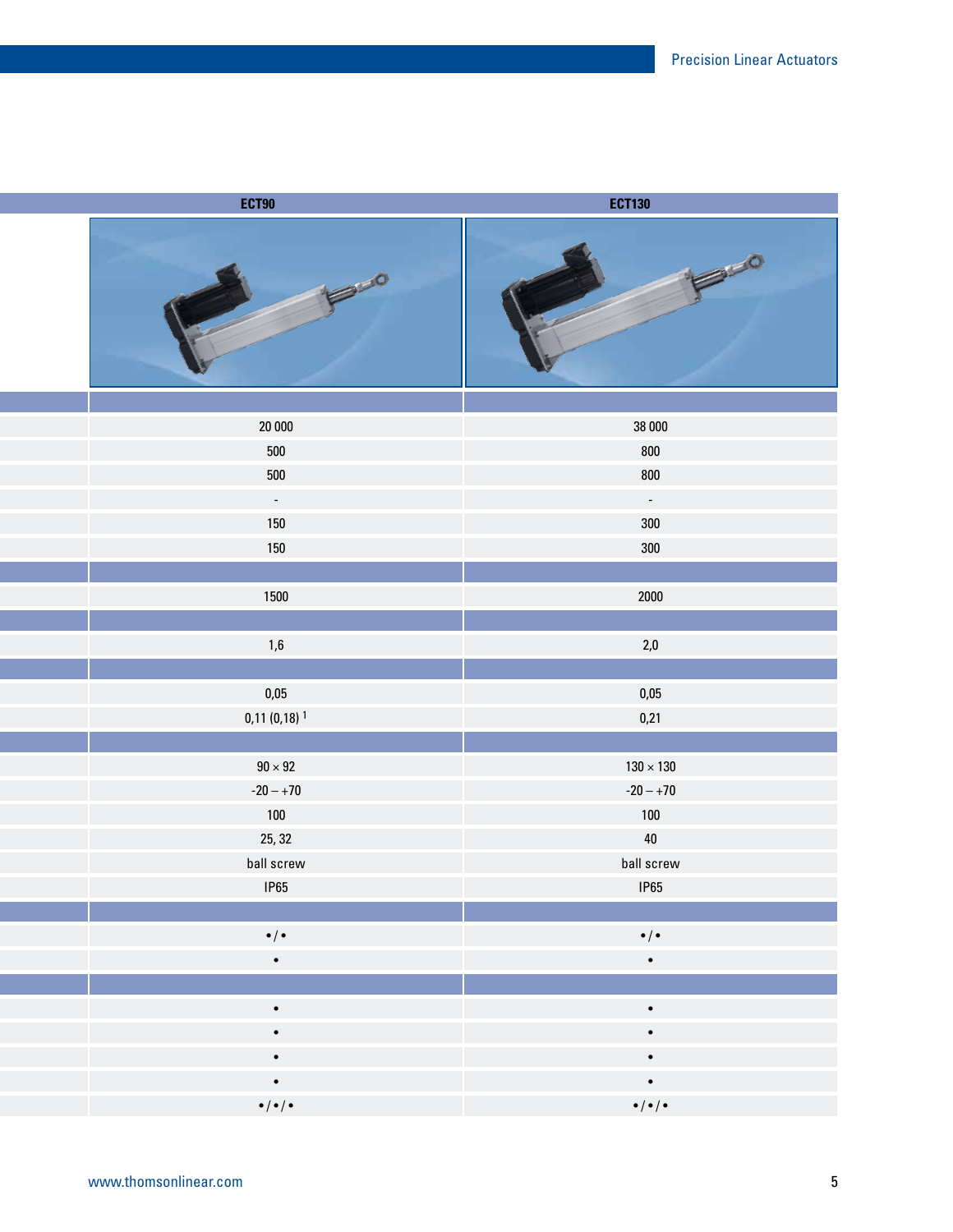| | ECT90 | ECT130 |
|---|---|---|
| | | |
| | 20 000 | 38 000 |
| | 500 | 800 |
| | 500 | 800 |
| | - | - |
| | 150 | 300 |
| | 150 | 300 |
| | | |
| | 1500 | 2000 |
| | | |
| | 1,6 | 2,0 |
| | | |
| | 0,05 | 0,05 |
| | 0,11 (0,18) [1] | 0,21 |
| | | |
| | 90 × 92 | 130 × 130 |
| | -20 – +70 | -20 – +70 |
| | 100 | 100 |
| | 25, 32 | 40 |
| | ball screw | ball screw |
| | IP65 | IP65 |
| | | |
| | • / • | • / • |
| | • | • |
| | | |
| | • | • |
| | • | • |
| | • | • |
| | • | • |
| | • / • / • | • / • / • |

www.thomsonlinear.com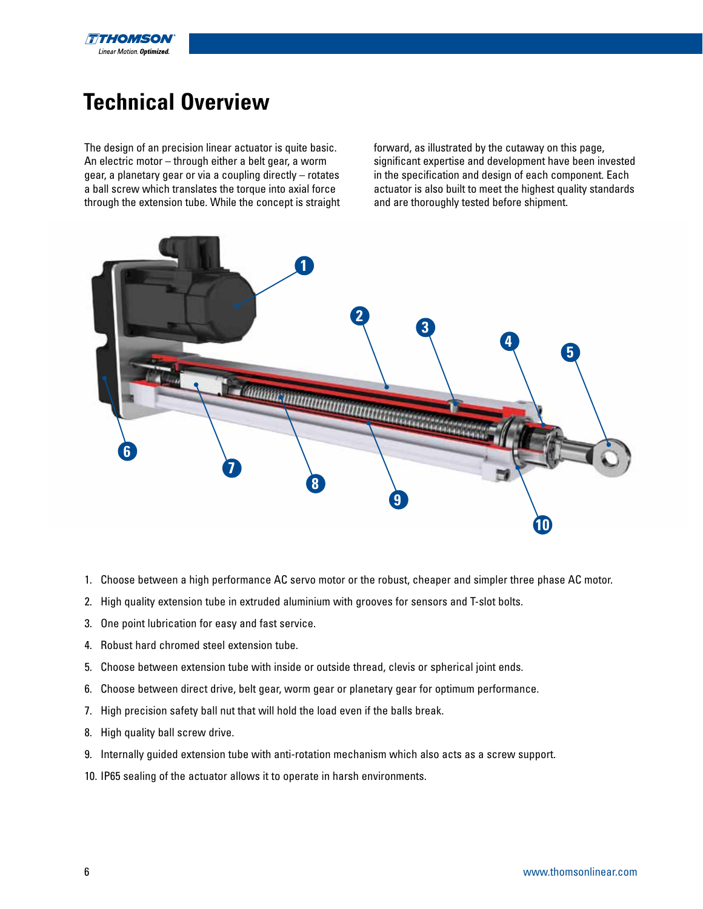# Technical Overview

The design of an precision linear actuator is quite basic. An electric motor – through either a belt gear, a worm gear, a planetary gear or via a coupling directly – rotates a ball screw which translates the torque into axial force through the extension tube. While the concept is straight forward, as illustrated by the cutaway on this page, significant expertise and development have been invested in the specification and design of each component. Each actuator is also built to meet the highest quality standards and are thoroughly tested before shipment.

1. Choose between a high performance AC servo motor or the robust, cheaper and simpler three phase AC motor.
2. High quality extension tube in extruded aluminium with grooves for sensors and T-slot bolts.
3. One point lubrication for easy and fast service.
4. Robust hard chromed steel extension tube.
5. Choose between extension tube with inside or outside thread, clevis or spherical joint ends.
6. Choose between direct drive, belt gear, worm gear or planetary gear for optimum performance.
7. High precision safety ball nut that will hold the load even if the balls break.
8. High quality ball screw drive.
9. Internally guided extension tube with anti-rotation mechanism which also acts as a screw support.
10. IP65 sealing of the actuator allows it to operate in harsh environments.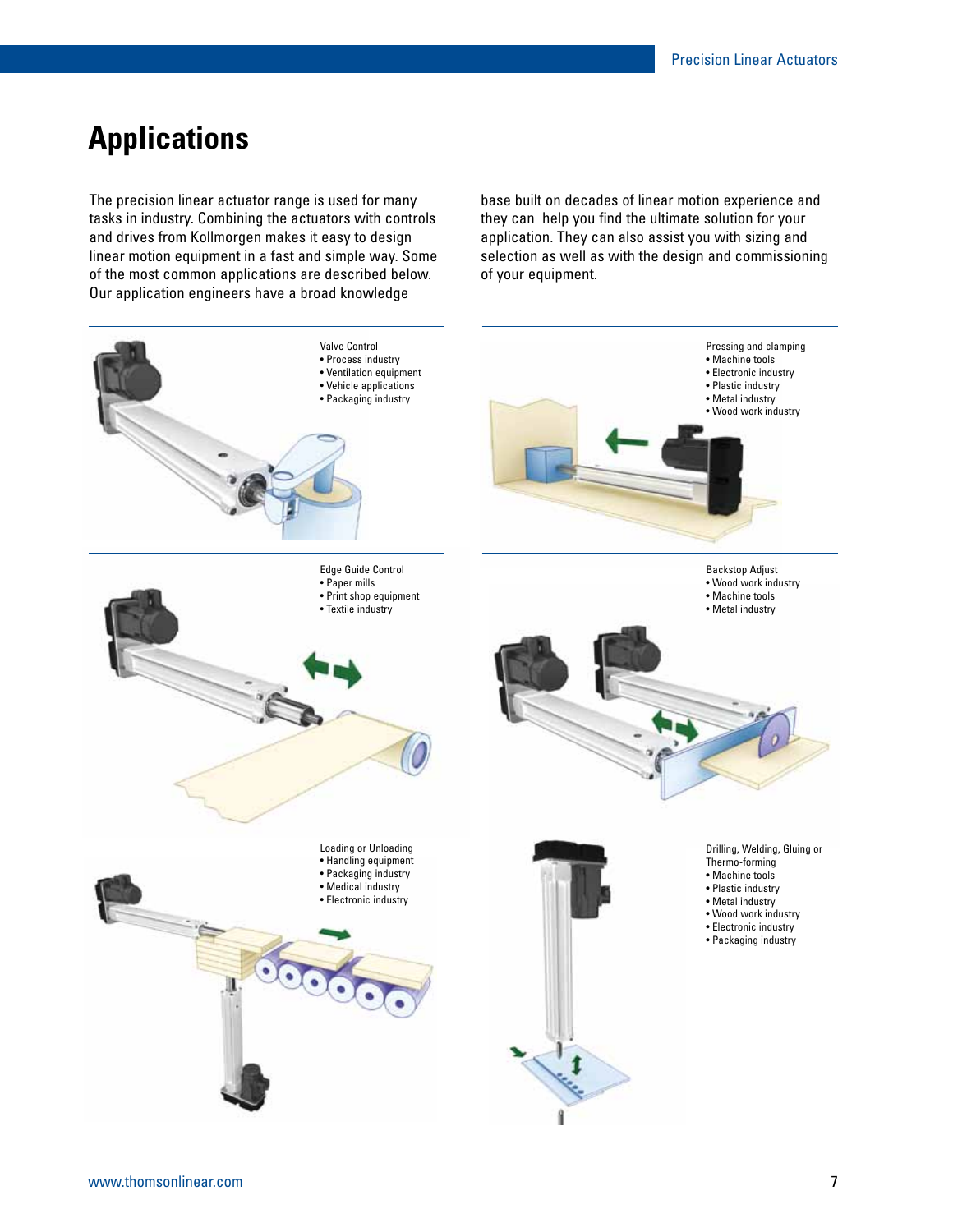# Applications

The precision linear actuator range is used for many tasks in industry. Combining the actuators with controls and drives from Kollmorgen makes it easy to design linear motion equipment in a fast and simple way. Some of the most common applications are described below. Our application engineers have a broad knowledge base built on decades of linear motion experience and they can help you find the ultimate solution for your application. They can also assist you with sizing and selection as well as with the design and commissioning of your equipment.

Valve Control
- Process industry
- Ventilation equipment
- Vehicle applications
- Packaging industry

Pressing and clamping
- Machine tools
- Electronic industry
- Plastic industry
- Metal industry
- Wood work industry

Edge Guide Control
- Paper mills
- Print shop equipment
- Textile industry

Backstop Adjust
- Wood work industry
- Machine tools
- Metal industry

Loading or Unloading
- Handling equipment
- Packaging industry
- Medical industry
- Electronic industry

Drilling, Welding, Gluing or Thermo-forming
- Machine tools
- Plastic industry
- Metal industry
- Wood work industry
- Electronic industry
- Packaging industry

www.thomsonlinear.com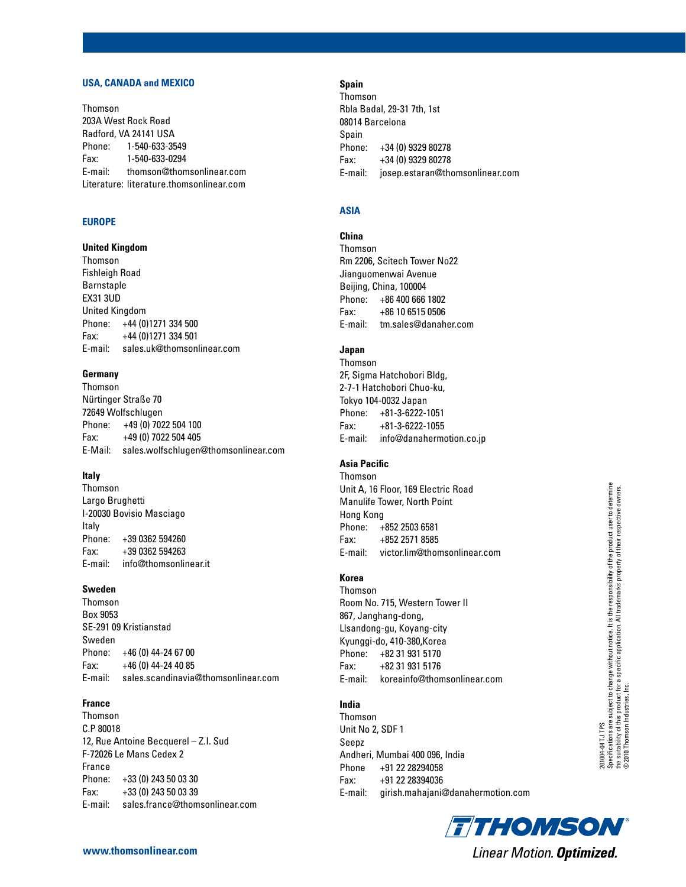## USA, CANADA and MEXICO

Thomson
203A West Rock Road
Radford, VA 24141 USA
Phone: 1-540-633-3549
Fax: 1-540-633-0294
E-mail: thomson@thomsonlinear.com
Literature: literature.thomsonlinear.com

## EUROPE

**United Kingdom**
Thomson
Fishleigh Road
Barnstaple
EX31 3UD
United Kingdom
Phone: +44 (0)1271 334 500
Fax: +44 (0)1271 334 501
E-mail: sales.uk@thomsonlinear.com

**Germany**
Thomson
Nürtinger Straße 70
72649 Wolfschlugen
Phone: +49 (0) 7022 504 100
Fax: +49 (0) 7022 504 405
E-Mail: sales.wolfschlugen@thomsonlinear.com

**Italy**
Thomson
Largo Brughetti
I-20030 Bovisio Masciago
Italy
Phone: +39 0362 594260
Fax: +39 0362 594263
E-mail: info@thomsonlinear.it

**Sweden**
Thomson
Box 9053
SE-291 09 Kristianstad
Sweden
Phone: +46 (0) 44-24 67 00
Fax: +46 (0) 44-24 40 85
E-mail: sales.scandinavia@thomsonlinear.com

**France**
Thomson
C.P 80018
12, Rue Antoine Becquerel – Z.I. Sud
F-72026 Le Mans Cedex 2
France
Phone: +33 (0) 243 50 03 30
Fax: +33 (0) 243 50 03 39
E-mail: sales.france@thomsonlinear.com

**Spain**
Thomson
Rbla Badal, 29-31 7th, 1st
08014 Barcelona
Spain
Phone: +34 (0) 9329 80278
Fax: +34 (0) 9329 80278
E-mail: josep.estaran@thomsonlinear.com

## ASIA

**China**
Thomson
Rm 2206, Scitech Tower No22
Jianguomenwai Avenue
Beijing, China, 100004
Phone: +86 400 666 1802
Fax: +86 10 6515 0506
E-mail: tm.sales@danaher.com

**Japan**
Thomson
2F, Sigma Hatchobori Bldg,
2-7-1 Hatchobori Chuo-ku,
Tokyo 104-0032 Japan
Phone: +81-3-6222-1051
Fax: +81-3-6222-1055
E-mail: info@danahermotion.co.jp

**Asia Pacific**
Thomson
Unit A, 16 Floor, 169 Electric Road
Manulife Tower, North Point
Hong Kong
Phone: +852 2503 6581
Fax: +852 2571 8585
E-mail: victor.lim@thomsonlinear.com

**Korea**
Thomson
Room No. 715, Western Tower II
867, Janghang-dong,
Llsandong-gu, Koyang-city
Kyunggi-do, 410-380,Korea
Phone: +82 31 931 5170
Fax: +82 31 931 5176
E-mail: koreainfo@thomsonlinear.com

**India**
Thomson
Unit No 2, SDF 1
Seepz
Andheri, Mumbai 400 096, India
Phone +91 22 28294058
Fax: +91 22 28394036
E-mail: girish.mahajani@danahermotion.com

201004-04 TJ TPS
Specifications are subject to change without notice. It is the responsibility of the product user to determine the suitability of this product for a specific application. All trademarks property of their respective owners.
© 2010 Thomson Industries, Inc.

www.thomsonlinear.com

THOMSON®
Linear Motion. **Optimized.**